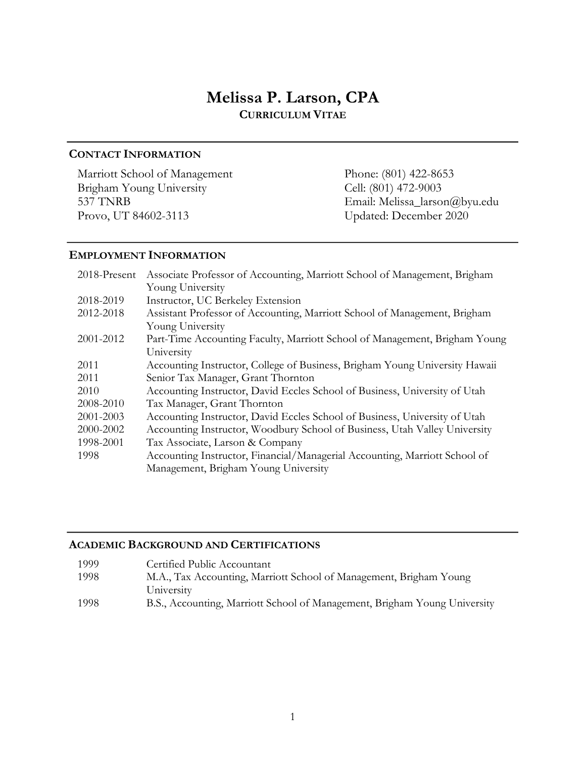# Melissa P. Larson, CPA

**CURRICULUM VITAE**

## CONTACT INFORMATION

Marriott School of Management
Brigham Young University
537 TNRB
Provo, UT 84602-3113

Phone: (801) 422-8653
Cell: (801) 472-9003
Email: Melissa_larson@byu.edu
Updated: December 2020

## EMPLOYMENT INFORMATION

| | |
|---|---|
| 2018-Present | Associate Professor of Accounting, Marriott School of Management, Brigham Young University |
| 2018-2019 | Instructor, UC Berkeley Extension |
| 2012-2018 | Assistant Professor of Accounting, Marriott School of Management, Brigham Young University |
| 2001-2012 | Part-Time Accounting Faculty, Marriott School of Management, Brigham Young University |
| 2011 | Accounting Instructor, College of Business, Brigham Young University Hawaii |
| 2011 | Senior Tax Manager, Grant Thornton |
| 2010 | Accounting Instructor, David Eccles School of Business, University of Utah |
| 2008-2010 | Tax Manager, Grant Thornton |
| 2001-2003 | Accounting Instructor, David Eccles School of Business, University of Utah |
| 2000-2002 | Accounting Instructor, Woodbury School of Business, Utah Valley University |
| 1998-2001 | Tax Associate, Larson & Company |
| 1998 | Accounting Instructor, Financial/Managerial Accounting, Marriott School of Management, Brigham Young University |

## ACADEMIC BACKGROUND AND CERTIFICATIONS

| | |
|---|---|
| 1999 | Certified Public Accountant |
| 1998 | M.A., Tax Accounting, Marriott School of Management, Brigham Young University |
| 1998 | B.S., Accounting, Marriott School of Management, Brigham Young University |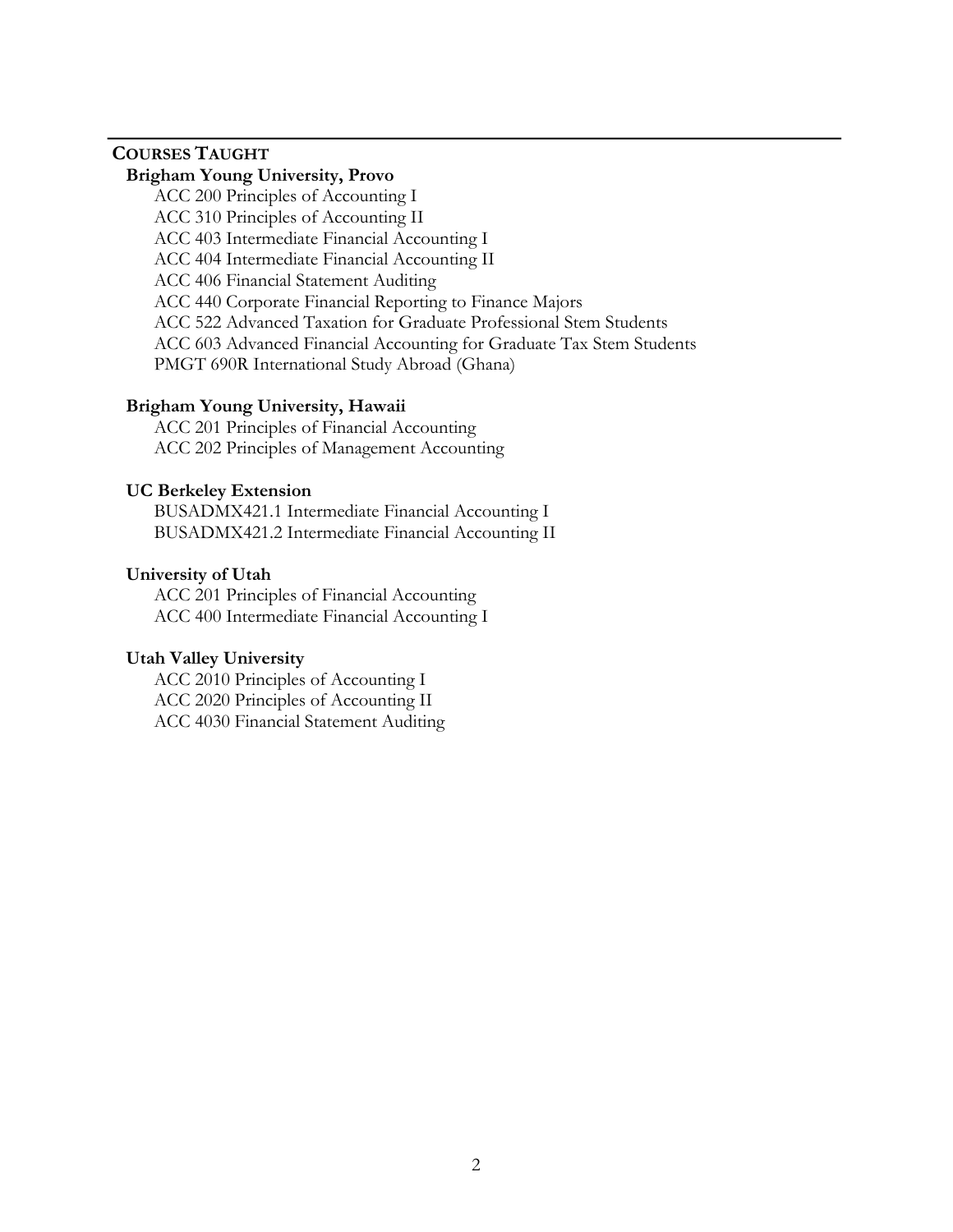## COURSES TAUGHT

### Brigham Young University, Provo

ACC 200 Principles of Accounting I
ACC 310 Principles of Accounting II
ACC 403 Intermediate Financial Accounting I
ACC 404 Intermediate Financial Accounting II
ACC 406 Financial Statement Auditing
ACC 440 Corporate Financial Reporting to Finance Majors
ACC 522 Advanced Taxation for Graduate Professional Stem Students
ACC 603 Advanced Financial Accounting for Graduate Tax Stem Students
PMGT 690R International Study Abroad (Ghana)

### Brigham Young University, Hawaii

ACC 201 Principles of Financial Accounting
ACC 202 Principles of Management Accounting

### UC Berkeley Extension

BUSADMX421.1 Intermediate Financial Accounting I
BUSADMX421.2 Intermediate Financial Accounting II

### University of Utah

ACC 201 Principles of Financial Accounting
ACC 400 Intermediate Financial Accounting I

### Utah Valley University

ACC 2010 Principles of Accounting I
ACC 2020 Principles of Accounting II
ACC 4030 Financial Statement Auditing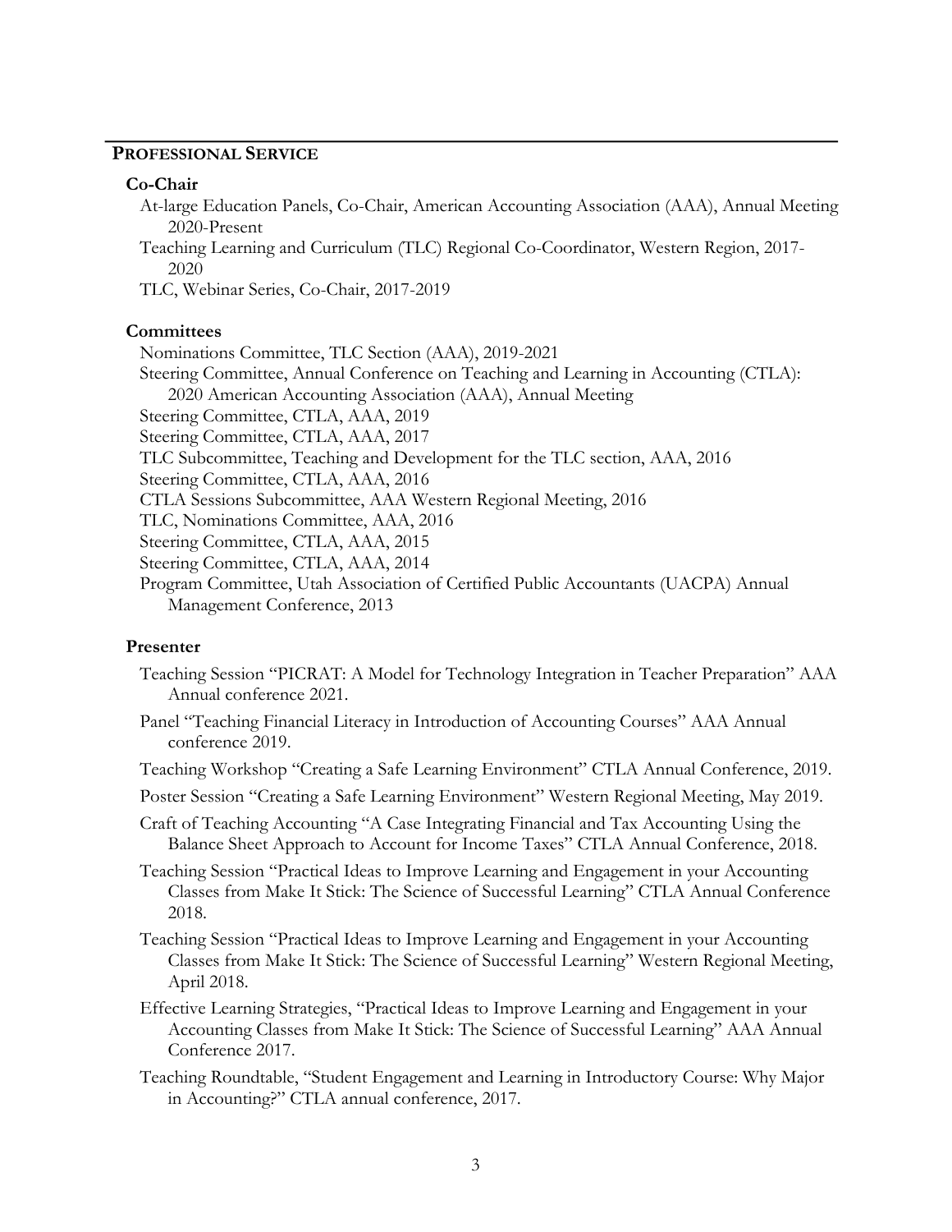## PROFESSIONAL SERVICE

### Co-Chair

At-large Education Panels, Co-Chair, American Accounting Association (AAA), Annual Meeting 2020-Present

Teaching Learning and Curriculum (TLC) Regional Co-Coordinator, Western Region, 2017-2020

TLC, Webinar Series, Co-Chair, 2017-2019

### Committees

Nominations Committee, TLC Section (AAA), 2019-2021

Steering Committee, Annual Conference on Teaching and Learning in Accounting (CTLA): 2020 American Accounting Association (AAA), Annual Meeting

Steering Committee, CTLA, AAA, 2019

Steering Committee, CTLA, AAA, 2017

TLC Subcommittee, Teaching and Development for the TLC section, AAA, 2016

Steering Committee, CTLA, AAA, 2016

CTLA Sessions Subcommittee, AAA Western Regional Meeting, 2016

TLC, Nominations Committee, AAA, 2016

Steering Committee, CTLA, AAA, 2015

Steering Committee, CTLA, AAA, 2014

Program Committee, Utah Association of Certified Public Accountants (UACPA) Annual Management Conference, 2013

### Presenter

Teaching Session "PICRAT: A Model for Technology Integration in Teacher Preparation" AAA Annual conference 2021.

Panel "Teaching Financial Literacy in Introduction of Accounting Courses" AAA Annual conference 2019.

Teaching Workshop "Creating a Safe Learning Environment" CTLA Annual Conference, 2019.

Poster Session "Creating a Safe Learning Environment" Western Regional Meeting, May 2019.

Craft of Teaching Accounting "A Case Integrating Financial and Tax Accounting Using the Balance Sheet Approach to Account for Income Taxes" CTLA Annual Conference, 2018.

Teaching Session "Practical Ideas to Improve Learning and Engagement in your Accounting Classes from Make It Stick: The Science of Successful Learning" CTLA Annual Conference 2018.

Teaching Session "Practical Ideas to Improve Learning and Engagement in your Accounting Classes from Make It Stick: The Science of Successful Learning" Western Regional Meeting, April 2018.

Effective Learning Strategies, "Practical Ideas to Improve Learning and Engagement in your Accounting Classes from Make It Stick: The Science of Successful Learning" AAA Annual Conference 2017.

Teaching Roundtable, "Student Engagement and Learning in Introductory Course: Why Major in Accounting?" CTLA annual conference, 2017.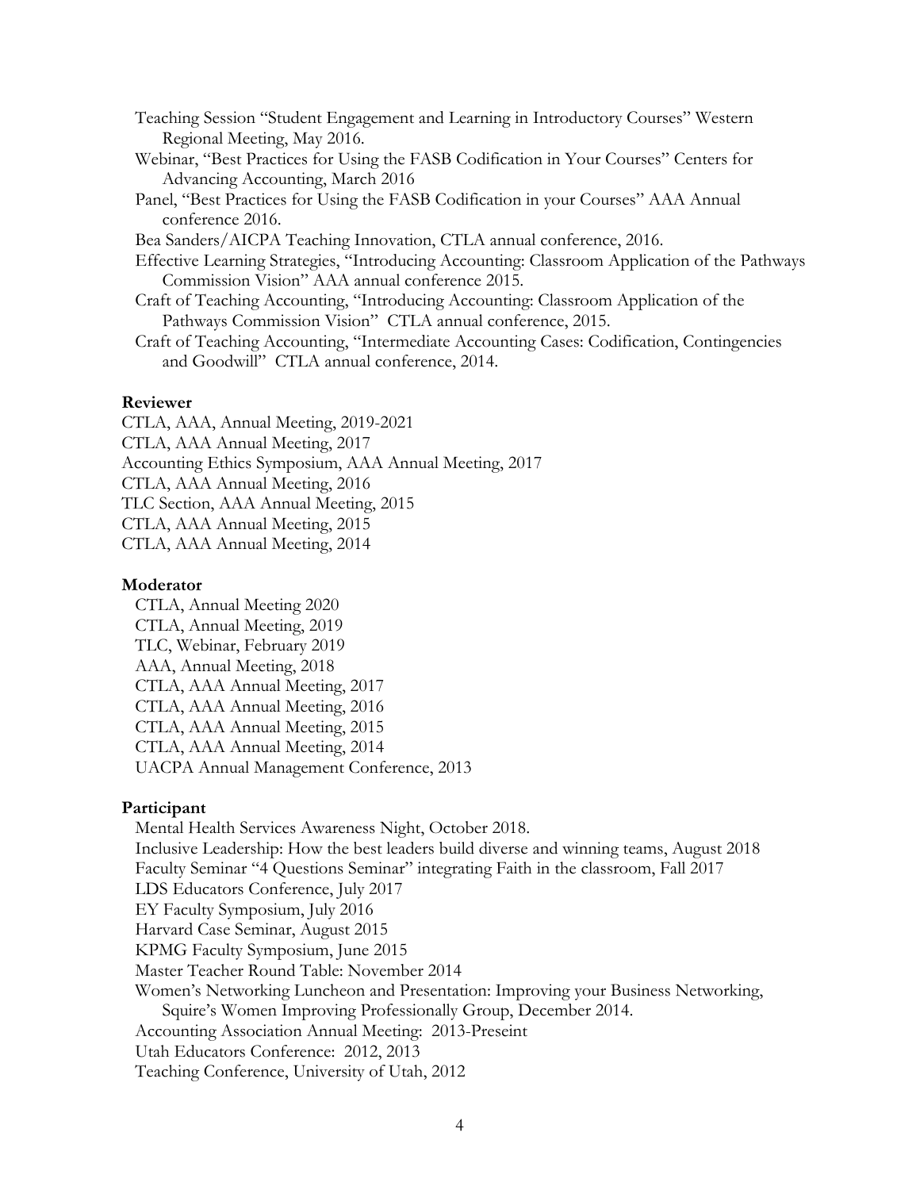Teaching Session "Student Engagement and Learning in Introductory Courses" Western Regional Meeting, May 2016.

Webinar, "Best Practices for Using the FASB Codification in Your Courses" Centers for Advancing Accounting, March 2016

Panel, "Best Practices for Using the FASB Codification in your Courses" AAA Annual conference 2016.

Bea Sanders/AICPA Teaching Innovation, CTLA annual conference, 2016.

Effective Learning Strategies, "Introducing Accounting: Classroom Application of the Pathways Commission Vision" AAA annual conference 2015.

Craft of Teaching Accounting, "Introducing Accounting: Classroom Application of the Pathways Commission Vision" CTLA annual conference, 2015.

Craft of Teaching Accounting, "Intermediate Accounting Cases: Codification, Contingencies and Goodwill" CTLA annual conference, 2014.

**Reviewer**

CTLA, AAA, Annual Meeting, 2019-2021
CTLA, AAA Annual Meeting, 2017
Accounting Ethics Symposium, AAA Annual Meeting, 2017
CTLA, AAA Annual Meeting, 2016
TLC Section, AAA Annual Meeting, 2015
CTLA, AAA Annual Meeting, 2015
CTLA, AAA Annual Meeting, 2014

**Moderator**

CTLA, Annual Meeting 2020
CTLA, Annual Meeting, 2019
TLC, Webinar, February 2019
AAA, Annual Meeting, 2018
CTLA, AAA Annual Meeting, 2017
CTLA, AAA Annual Meeting, 2016
CTLA, AAA Annual Meeting, 2015
CTLA, AAA Annual Meeting, 2014
UACPA Annual Management Conference, 2013

**Participant**

Mental Health Services Awareness Night, October 2018.
Inclusive Leadership: How the best leaders build diverse and winning teams, August 2018
Faculty Seminar "4 Questions Seminar" integrating Faith in the classroom, Fall 2017
LDS Educators Conference, July 2017
EY Faculty Symposium, July 2016
Harvard Case Seminar, August 2015
KPMG Faculty Symposium, June 2015
Master Teacher Round Table: November 2014
Women's Networking Luncheon and Presentation: Improving your Business Networking, Squire's Women Improving Professionally Group, December 2014.
Accounting Association Annual Meeting: 2013-Preseint
Utah Educators Conference: 2012, 2013
Teaching Conference, University of Utah, 2012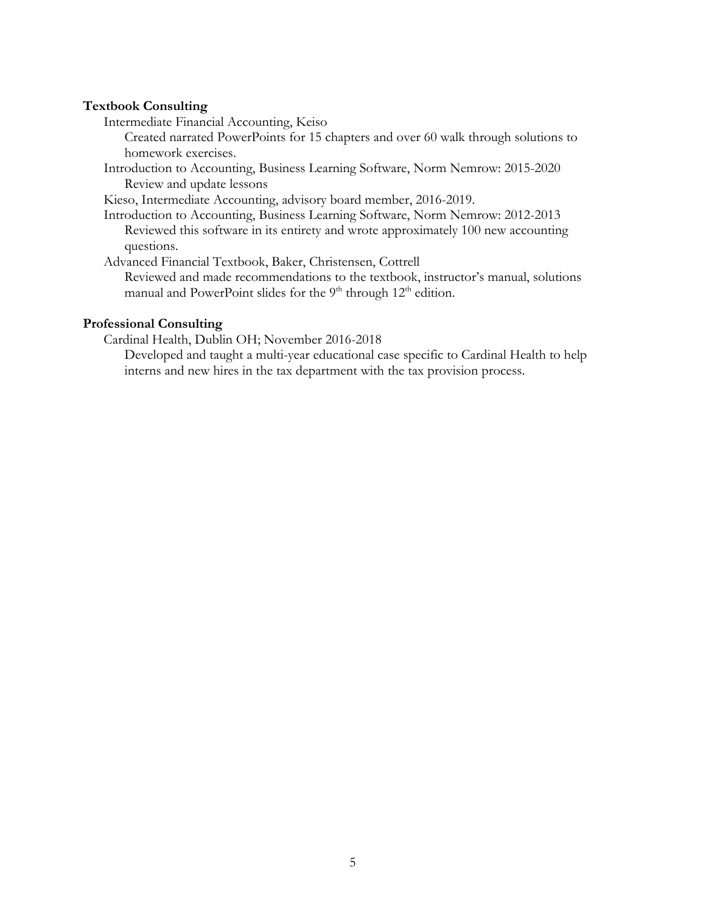**Textbook Consulting**

Intermediate Financial Accounting, Keiso

Created narrated PowerPoints for 15 chapters and over 60 walk through solutions to homework exercises.

Introduction to Accounting, Business Learning Software, Norm Nemrow: 2015-2020

Review and update lessons

Kieso, Intermediate Accounting, advisory board member, 2016-2019.

Introduction to Accounting, Business Learning Software, Norm Nemrow: 2012-2013

Reviewed this software in its entirety and wrote approximately 100 new accounting questions.

Advanced Financial Textbook, Baker, Christensen, Cottrell

Reviewed and made recommendations to the textbook, instructor's manual, solutions manual and PowerPoint slides for the 9th through 12th edition.

**Professional Consulting**

Cardinal Health, Dublin OH; November 2016-2018

Developed and taught a multi-year educational case specific to Cardinal Health to help interns and new hires in the tax department with the tax provision process.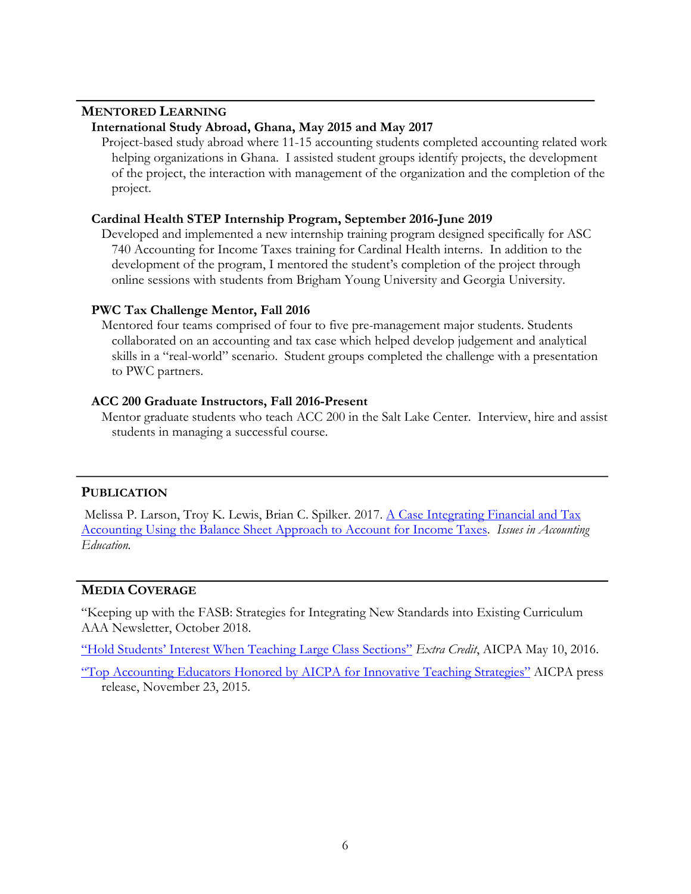## MENTORED LEARNING

### International Study Abroad, Ghana, May 2015 and May 2017

Project-based study abroad where 11-15 accounting students completed accounting related work helping organizations in Ghana. I assisted student groups identify projects, the development of the project, the interaction with management of the organization and the completion of the project.

### Cardinal Health STEP Internship Program, September 2016-June 2019

Developed and implemented a new internship training program designed specifically for ASC 740 Accounting for Income Taxes training for Cardinal Health interns. In addition to the development of the program, I mentored the student's completion of the project through online sessions with students from Brigham Young University and Georgia University.

### PWC Tax Challenge Mentor, Fall 2016

Mentored four teams comprised of four to five pre-management major students. Students collaborated on an accounting and tax case which helped develop judgement and analytical skills in a "real-world" scenario. Student groups completed the challenge with a presentation to PWC partners.

### ACC 200 Graduate Instructors, Fall 2016-Present

Mentor graduate students who teach ACC 200 in the Salt Lake Center. Interview, hire and assist students in managing a successful course.

## PUBLICATION

Melissa P. Larson, Troy K. Lewis, Brian C. Spilker. 2017. A Case Integrating Financial and Tax Accounting Using the Balance Sheet Approach to Account for Income Taxes. *Issues in Accounting Education.*

## MEDIA COVERAGE

"Keeping up with the FASB: Strategies for Integrating New Standards into Existing Curriculum AAA Newsletter, October 2018.

"Hold Students' Interest When Teaching Large Class Sections" *Extra Credit*, AICPA May 10, 2016.

"Top Accounting Educators Honored by AICPA for Innovative Teaching Strategies" AICPA press release, November 23, 2015.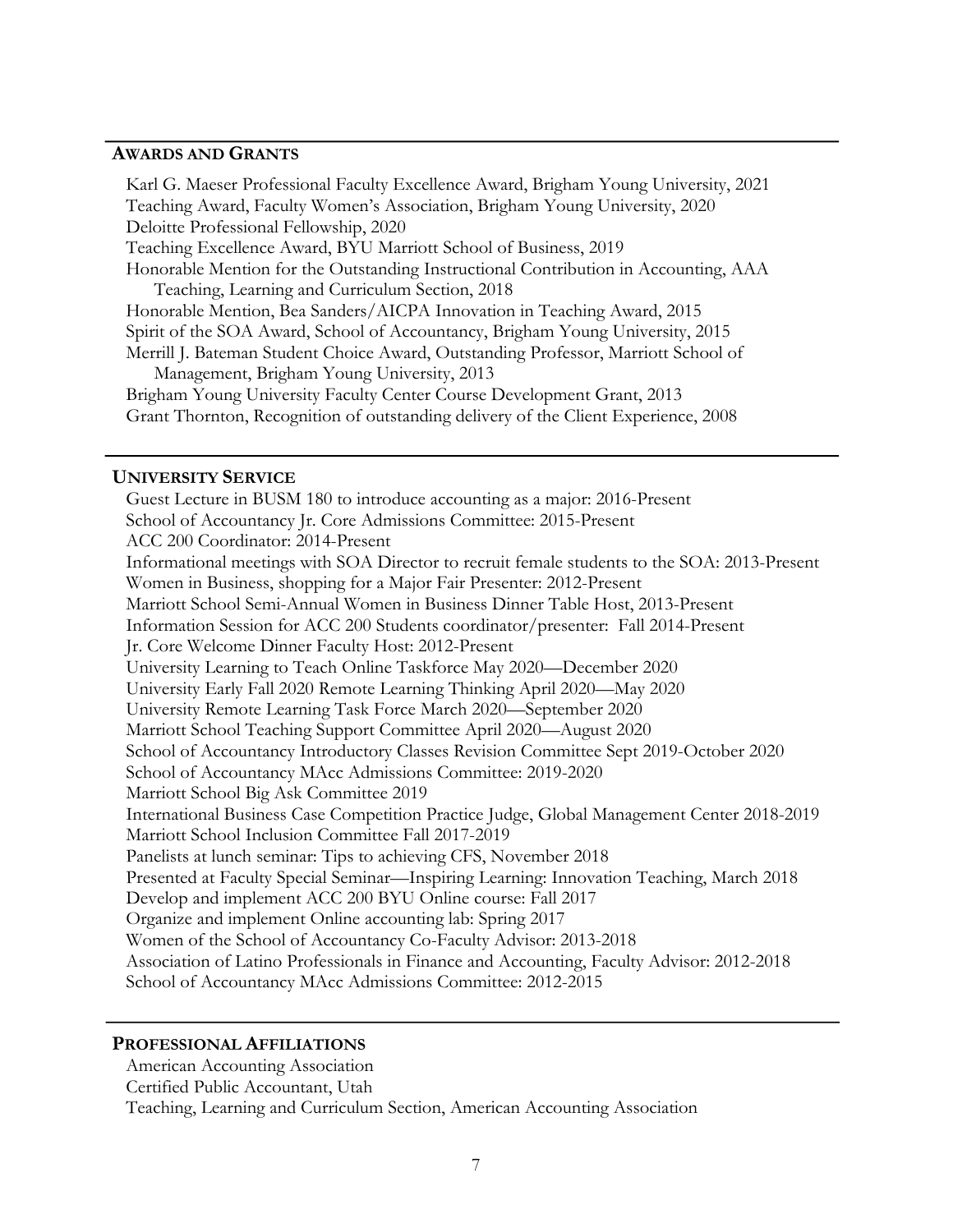## AWARDS AND GRANTS

Karl G. Maeser Professional Faculty Excellence Award, Brigham Young University, 2021
Teaching Award, Faculty Women's Association, Brigham Young University, 2020
Deloitte Professional Fellowship, 2020
Teaching Excellence Award, BYU Marriott School of Business, 2019
Honorable Mention for the Outstanding Instructional Contribution in Accounting, AAA Teaching, Learning and Curriculum Section, 2018
Honorable Mention, Bea Sanders/AICPA Innovation in Teaching Award, 2015
Spirit of the SOA Award, School of Accountancy, Brigham Young University, 2015
Merrill J. Bateman Student Choice Award, Outstanding Professor, Marriott School of Management, Brigham Young University, 2013
Brigham Young University Faculty Center Course Development Grant, 2013
Grant Thornton, Recognition of outstanding delivery of the Client Experience, 2008

## UNIVERSITY SERVICE

Guest Lecture in BUSM 180 to introduce accounting as a major: 2016-Present
School of Accountancy Jr. Core Admissions Committee: 2015-Present
ACC 200 Coordinator: 2014-Present
Informational meetings with SOA Director to recruit female students to the SOA: 2013-Present
Women in Business, shopping for a Major Fair Presenter: 2012-Present
Marriott School Semi-Annual Women in Business Dinner Table Host, 2013-Present
Information Session for ACC 200 Students coordinator/presenter: Fall 2014-Present
Jr. Core Welcome Dinner Faculty Host: 2012-Present
University Learning to Teach Online Taskforce May 2020—December 2020
University Early Fall 2020 Remote Learning Thinking April 2020—May 2020
University Remote Learning Task Force March 2020—September 2020
Marriott School Teaching Support Committee April 2020—August 2020
School of Accountancy Introductory Classes Revision Committee Sept 2019-October 2020
School of Accountancy MAcc Admissions Committee: 2019-2020
Marriott School Big Ask Committee 2019
International Business Case Competition Practice Judge, Global Management Center 2018-2019
Marriott School Inclusion Committee Fall 2017-2019
Panelists at lunch seminar: Tips to achieving CFS, November 2018
Presented at Faculty Special Seminar—Inspiring Learning: Innovation Teaching, March 2018
Develop and implement ACC 200 BYU Online course: Fall 2017
Organize and implement Online accounting lab: Spring 2017
Women of the School of Accountancy Co-Faculty Advisor: 2013-2018
Association of Latino Professionals in Finance and Accounting, Faculty Advisor: 2012-2018
School of Accountancy MAcc Admissions Committee: 2012-2015

## PROFESSIONAL AFFILIATIONS

American Accounting Association
Certified Public Accountant, Utah
Teaching, Learning and Curriculum Section, American Accounting Association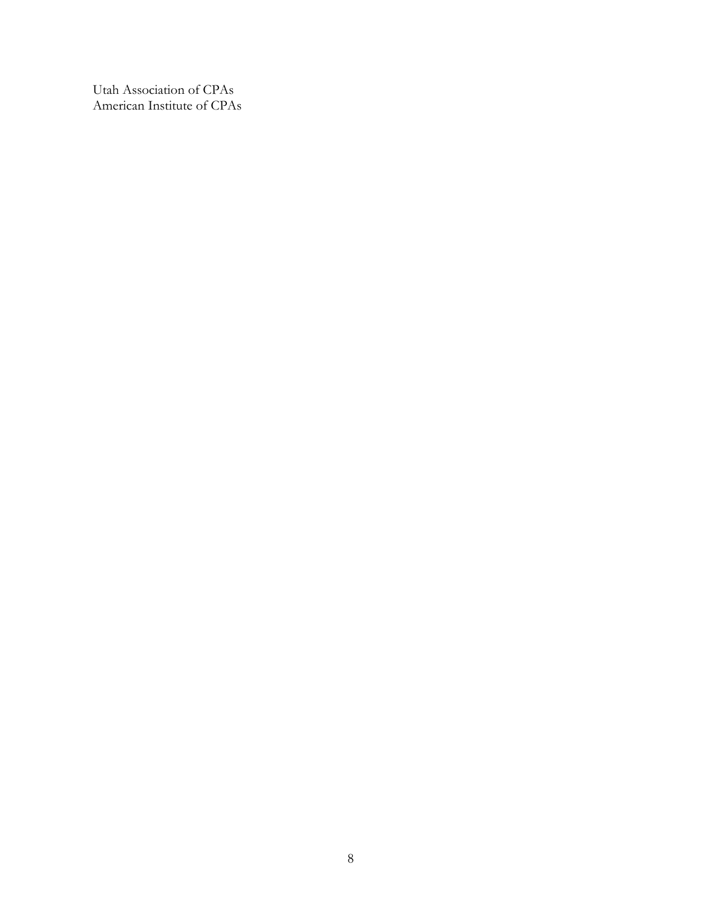Utah Association of CPAs
American Institute of CPAs